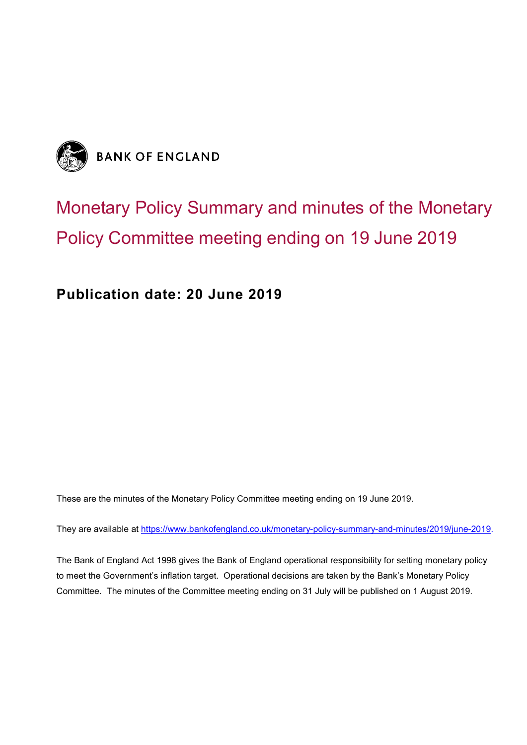BANK OF ENGLAND

# Monetary Policy Summary and minutes of the Monetary Policy Committee meeting ending on 19 June 2019

**Publication date: 20 June 2019**

These are the minutes of the Monetary Policy Committee meeting ending on 19 June 2019.

They are available at https://www.bankofengland.co.uk/monetary-policy-summary-and-minutes/2019/june-2019.

The Bank of England Act 1998 gives the Bank of England operational responsibility for setting monetary policy to meet the Government's inflation target. Operational decisions are taken by the Bank's Monetary Policy Committee. The minutes of the Committee meeting ending on 31 July will be published on 1 August 2019.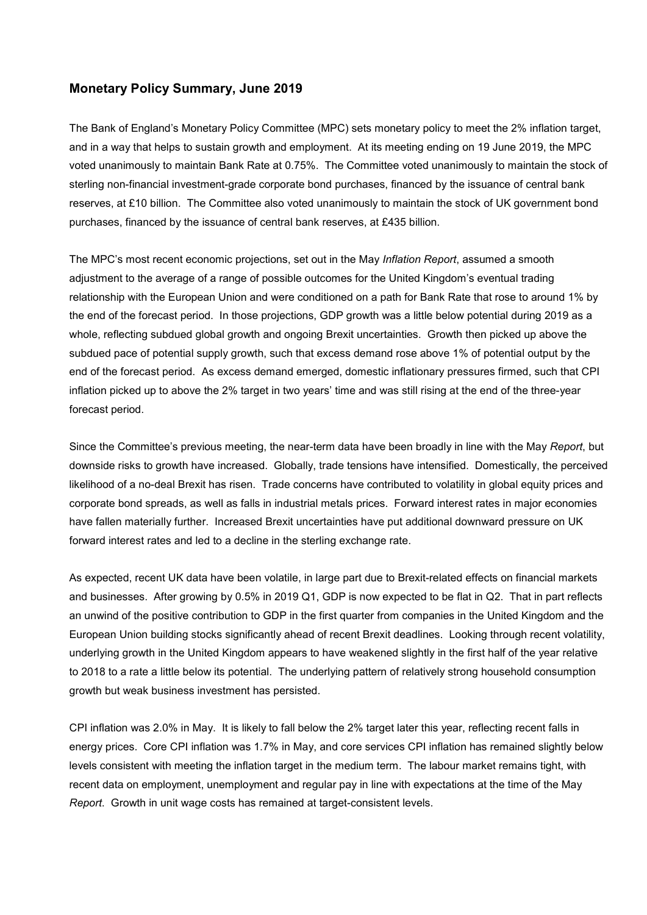## Monetary Policy Summary, June 2019

The Bank of England's Monetary Policy Committee (MPC) sets monetary policy to meet the 2% inflation target, and in a way that helps to sustain growth and employment. At its meeting ending on 19 June 2019, the MPC voted unanimously to maintain Bank Rate at 0.75%. The Committee voted unanimously to maintain the stock of sterling non-financial investment-grade corporate bond purchases, financed by the issuance of central bank reserves, at £10 billion. The Committee also voted unanimously to maintain the stock of UK government bond purchases, financed by the issuance of central bank reserves, at £435 billion.

The MPC's most recent economic projections, set out in the May *Inflation Report*, assumed a smooth adjustment to the average of a range of possible outcomes for the United Kingdom's eventual trading relationship with the European Union and were conditioned on a path for Bank Rate that rose to around 1% by the end of the forecast period. In those projections, GDP growth was a little below potential during 2019 as a whole, reflecting subdued global growth and ongoing Brexit uncertainties. Growth then picked up above the subdued pace of potential supply growth, such that excess demand rose above 1% of potential output by the end of the forecast period. As excess demand emerged, domestic inflationary pressures firmed, such that CPI inflation picked up to above the 2% target in two years' time and was still rising at the end of the three-year forecast period.

Since the Committee's previous meeting, the near-term data have been broadly in line with the May *Report*, but downside risks to growth have increased. Globally, trade tensions have intensified. Domestically, the perceived likelihood of a no-deal Brexit has risen. Trade concerns have contributed to volatility in global equity prices and corporate bond spreads, as well as falls in industrial metals prices. Forward interest rates in major economies have fallen materially further. Increased Brexit uncertainties have put additional downward pressure on UK forward interest rates and led to a decline in the sterling exchange rate.

As expected, recent UK data have been volatile, in large part due to Brexit-related effects on financial markets and businesses. After growing by 0.5% in 2019 Q1, GDP is now expected to be flat in Q2. That in part reflects an unwind of the positive contribution to GDP in the first quarter from companies in the United Kingdom and the European Union building stocks significantly ahead of recent Brexit deadlines. Looking through recent volatility, underlying growth in the United Kingdom appears to have weakened slightly in the first half of the year relative to 2018 to a rate a little below its potential. The underlying pattern of relatively strong household consumption growth but weak business investment has persisted.

CPI inflation was 2.0% in May. It is likely to fall below the 2% target later this year, reflecting recent falls in energy prices. Core CPI inflation was 1.7% in May, and core services CPI inflation has remained slightly below levels consistent with meeting the inflation target in the medium term. The labour market remains tight, with recent data on employment, unemployment and regular pay in line with expectations at the time of the May *Report*. Growth in unit wage costs has remained at target-consistent levels.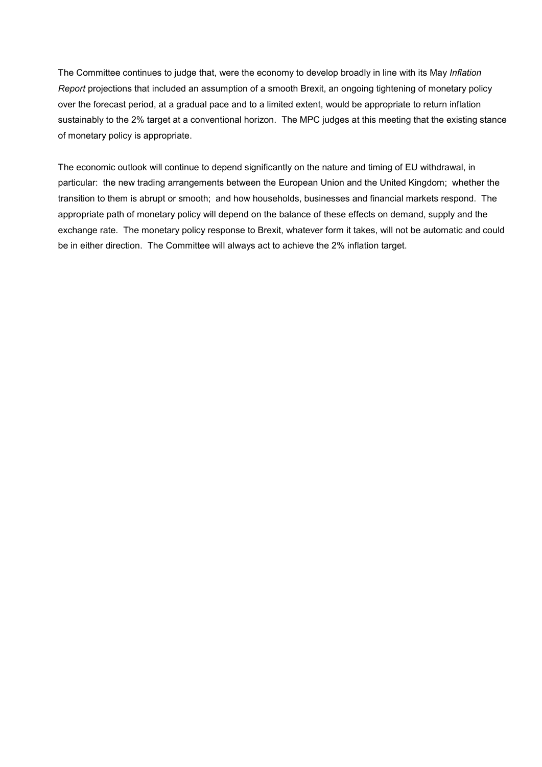The Committee continues to judge that, were the economy to develop broadly in line with its May *Inflation Report* projections that included an assumption of a smooth Brexit, an ongoing tightening of monetary policy over the forecast period, at a gradual pace and to a limited extent, would be appropriate to return inflation sustainably to the 2% target at a conventional horizon. The MPC judges at this meeting that the existing stance of monetary policy is appropriate.

The economic outlook will continue to depend significantly on the nature and timing of EU withdrawal, in particular: the new trading arrangements between the European Union and the United Kingdom; whether the transition to them is abrupt or smooth; and how households, businesses and financial markets respond. The appropriate path of monetary policy will depend on the balance of these effects on demand, supply and the exchange rate. The monetary policy response to Brexit, whatever form it takes, will not be automatic and could be in either direction. The Committee will always act to achieve the 2% inflation target.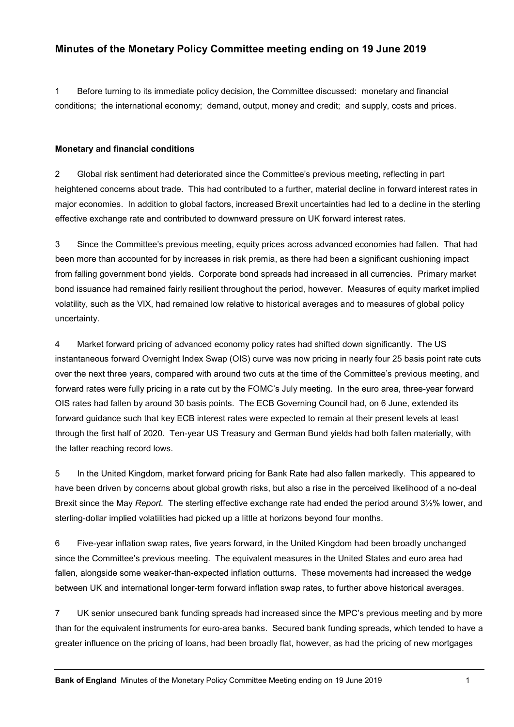# Minutes of the Monetary Policy Committee meeting ending on 19 June 2019

1 Before turning to its immediate policy decision, the Committee discussed: monetary and financial conditions; the international economy; demand, output, money and credit; and supply, costs and prices.

### Monetary and financial conditions

2 Global risk sentiment had deteriorated since the Committee's previous meeting, reflecting in part heightened concerns about trade. This had contributed to a further, material decline in forward interest rates in major economies. In addition to global factors, increased Brexit uncertainties had led to a decline in the sterling effective exchange rate and contributed to downward pressure on UK forward interest rates.

3 Since the Committee's previous meeting, equity prices across advanced economies had fallen. That had been more than accounted for by increases in risk premia, as there had been a significant cushioning impact from falling government bond yields. Corporate bond spreads had increased in all currencies. Primary market bond issuance had remained fairly resilient throughout the period, however. Measures of equity market implied volatility, such as the VIX, had remained low relative to historical averages and to measures of global policy uncertainty.

4 Market forward pricing of advanced economy policy rates had shifted down significantly. The US instantaneous forward Overnight Index Swap (OIS) curve was now pricing in nearly four 25 basis point rate cuts over the next three years, compared with around two cuts at the time of the Committee's previous meeting, and forward rates were fully pricing in a rate cut by the FOMC's July meeting. In the euro area, three-year forward OIS rates had fallen by around 30 basis points. The ECB Governing Council had, on 6 June, extended its forward guidance such that key ECB interest rates were expected to remain at their present levels at least through the first half of 2020. Ten-year US Treasury and German Bund yields had both fallen materially, with the latter reaching record lows.

5 In the United Kingdom, market forward pricing for Bank Rate had also fallen markedly. This appeared to have been driven by concerns about global growth risks, but also a rise in the perceived likelihood of a no-deal Brexit since the May *Report.* The sterling effective exchange rate had ended the period around 3½% lower, and sterling-dollar implied volatilities had picked up a little at horizons beyond four months.

6 Five-year inflation swap rates, five years forward, in the United Kingdom had been broadly unchanged since the Committee's previous meeting. The equivalent measures in the United States and euro area had fallen, alongside some weaker-than-expected inflation outturns. These movements had increased the wedge between UK and international longer-term forward inflation swap rates, to further above historical averages.

7 UK senior unsecured bank funding spreads had increased since the MPC's previous meeting and by more than for the equivalent instruments for euro-area banks. Secured bank funding spreads, which tended to have a greater influence on the pricing of loans, had been broadly flat, however, as had the pricing of new mortgages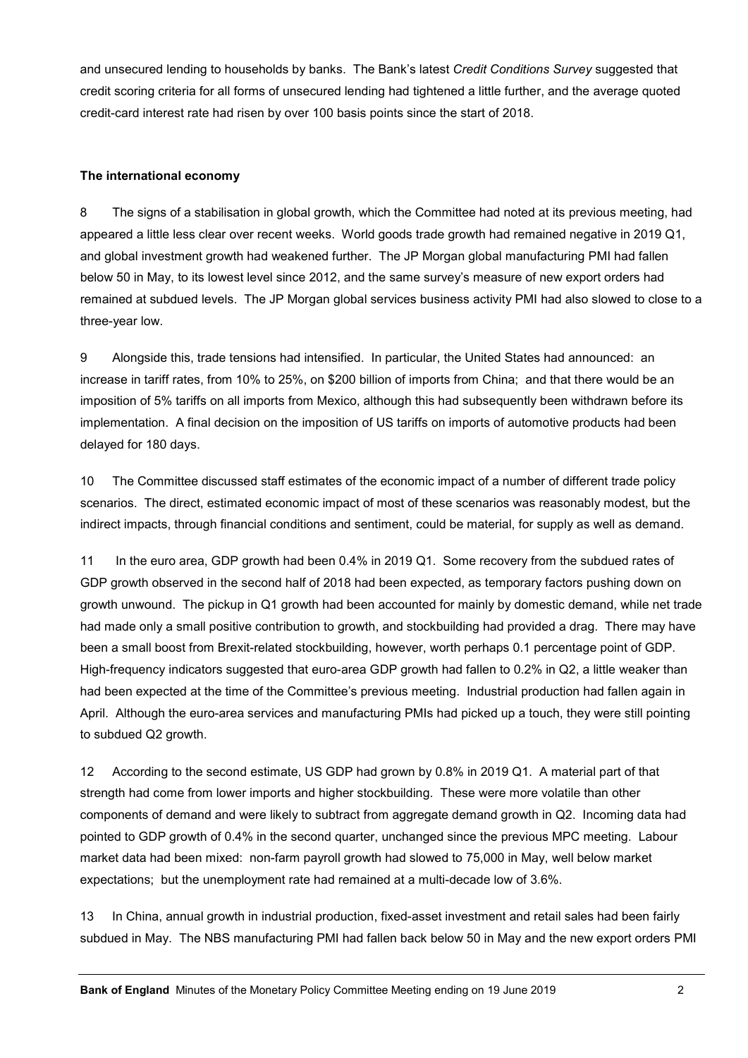and unsecured lending to households by banks. The Bank's latest *Credit Conditions Survey* suggested that credit scoring criteria for all forms of unsecured lending had tightened a little further, and the average quoted credit-card interest rate had risen by over 100 basis points since the start of 2018.

**The international economy**

8 The signs of a stabilisation in global growth, which the Committee had noted at its previous meeting, had appeared a little less clear over recent weeks. World goods trade growth had remained negative in 2019 Q1, and global investment growth had weakened further. The JP Morgan global manufacturing PMI had fallen below 50 in May, to its lowest level since 2012, and the same survey's measure of new export orders had remained at subdued levels. The JP Morgan global services business activity PMI had also slowed to close to a three-year low.

9 Alongside this, trade tensions had intensified. In particular, the United States had announced: an increase in tariff rates, from 10% to 25%, on $200 billion of imports from China; and that there would be an imposition of 5% tariffs on all imports from Mexico, although this had subsequently been withdrawn before its implementation. A final decision on the imposition of US tariffs on imports of automotive products had been delayed for 180 days.

10 The Committee discussed staff estimates of the economic impact of a number of different trade policy scenarios. The direct, estimated economic impact of most of these scenarios was reasonably modest, but the indirect impacts, through financial conditions and sentiment, could be material, for supply as well as demand.

11 In the euro area, GDP growth had been 0.4% in 2019 Q1. Some recovery from the subdued rates of GDP growth observed in the second half of 2018 had been expected, as temporary factors pushing down on growth unwound. The pickup in Q1 growth had been accounted for mainly by domestic demand, while net trade had made only a small positive contribution to growth, and stockbuilding had provided a drag. There may have been a small boost from Brexit-related stockbuilding, however, worth perhaps 0.1 percentage point of GDP. High-frequency indicators suggested that euro-area GDP growth had fallen to 0.2% in Q2, a little weaker than had been expected at the time of the Committee's previous meeting. Industrial production had fallen again in April. Although the euro-area services and manufacturing PMIs had picked up a touch, they were still pointing to subdued Q2 growth.

12 According to the second estimate, US GDP had grown by 0.8% in 2019 Q1. A material part of that strength had come from lower imports and higher stockbuilding. These were more volatile than other components of demand and were likely to subtract from aggregate demand growth in Q2. Incoming data had pointed to GDP growth of 0.4% in the second quarter, unchanged since the previous MPC meeting. Labour market data had been mixed: non-farm payroll growth had slowed to 75,000 in May, well below market expectations; but the unemployment rate had remained at a multi-decade low of 3.6%.

13 In China, annual growth in industrial production, fixed-asset investment and retail sales had been fairly subdued in May. The NBS manufacturing PMI had fallen back below 50 in May and the new export orders PMI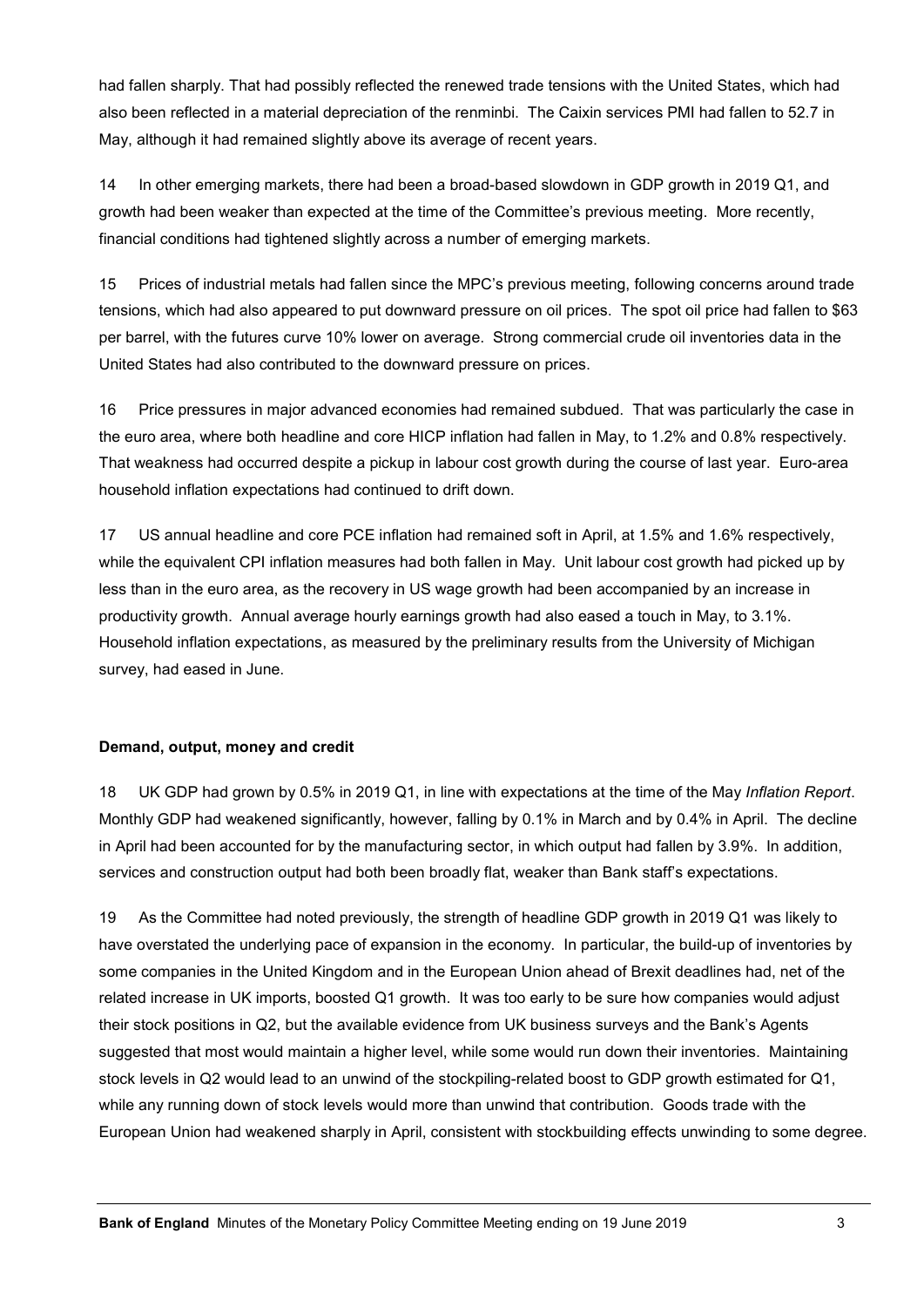had fallen sharply. That had possibly reflected the renewed trade tensions with the United States, which had also been reflected in a material depreciation of the renminbi. The Caixin services PMI had fallen to 52.7 in May, although it had remained slightly above its average of recent years.

14 In other emerging markets, there had been a broad-based slowdown in GDP growth in 2019 Q1, and growth had been weaker than expected at the time of the Committee's previous meeting. More recently, financial conditions had tightened slightly across a number of emerging markets.

15 Prices of industrial metals had fallen since the MPC's previous meeting, following concerns around trade tensions, which had also appeared to put downward pressure on oil prices. The spot oil price had fallen to $63 per barrel, with the futures curve 10% lower on average. Strong commercial crude oil inventories data in the United States had also contributed to the downward pressure on prices.

16 Price pressures in major advanced economies had remained subdued. That was particularly the case in the euro area, where both headline and core HICP inflation had fallen in May, to 1.2% and 0.8% respectively. That weakness had occurred despite a pickup in labour cost growth during the course of last year. Euro-area household inflation expectations had continued to drift down.

17 US annual headline and core PCE inflation had remained soft in April, at 1.5% and 1.6% respectively, while the equivalent CPI inflation measures had both fallen in May. Unit labour cost growth had picked up by less than in the euro area, as the recovery in US wage growth had been accompanied by an increase in productivity growth. Annual average hourly earnings growth had also eased a touch in May, to 3.1%. Household inflation expectations, as measured by the preliminary results from the University of Michigan survey, had eased in June.

### Demand, output, money and credit

18 UK GDP had grown by 0.5% in 2019 Q1, in line with expectations at the time of the May *Inflation Report*. Monthly GDP had weakened significantly, however, falling by 0.1% in March and by 0.4% in April. The decline in April had been accounted for by the manufacturing sector, in which output had fallen by 3.9%. In addition, services and construction output had both been broadly flat, weaker than Bank staff's expectations.

19 As the Committee had noted previously, the strength of headline GDP growth in 2019 Q1 was likely to have overstated the underlying pace of expansion in the economy. In particular, the build-up of inventories by some companies in the United Kingdom and in the European Union ahead of Brexit deadlines had, net of the related increase in UK imports, boosted Q1 growth. It was too early to be sure how companies would adjust their stock positions in Q2, but the available evidence from UK business surveys and the Bank's Agents suggested that most would maintain a higher level, while some would run down their inventories. Maintaining stock levels in Q2 would lead to an unwind of the stockpiling-related boost to GDP growth estimated for Q1, while any running down of stock levels would more than unwind that contribution. Goods trade with the European Union had weakened sharply in April, consistent with stockbuilding effects unwinding to some degree.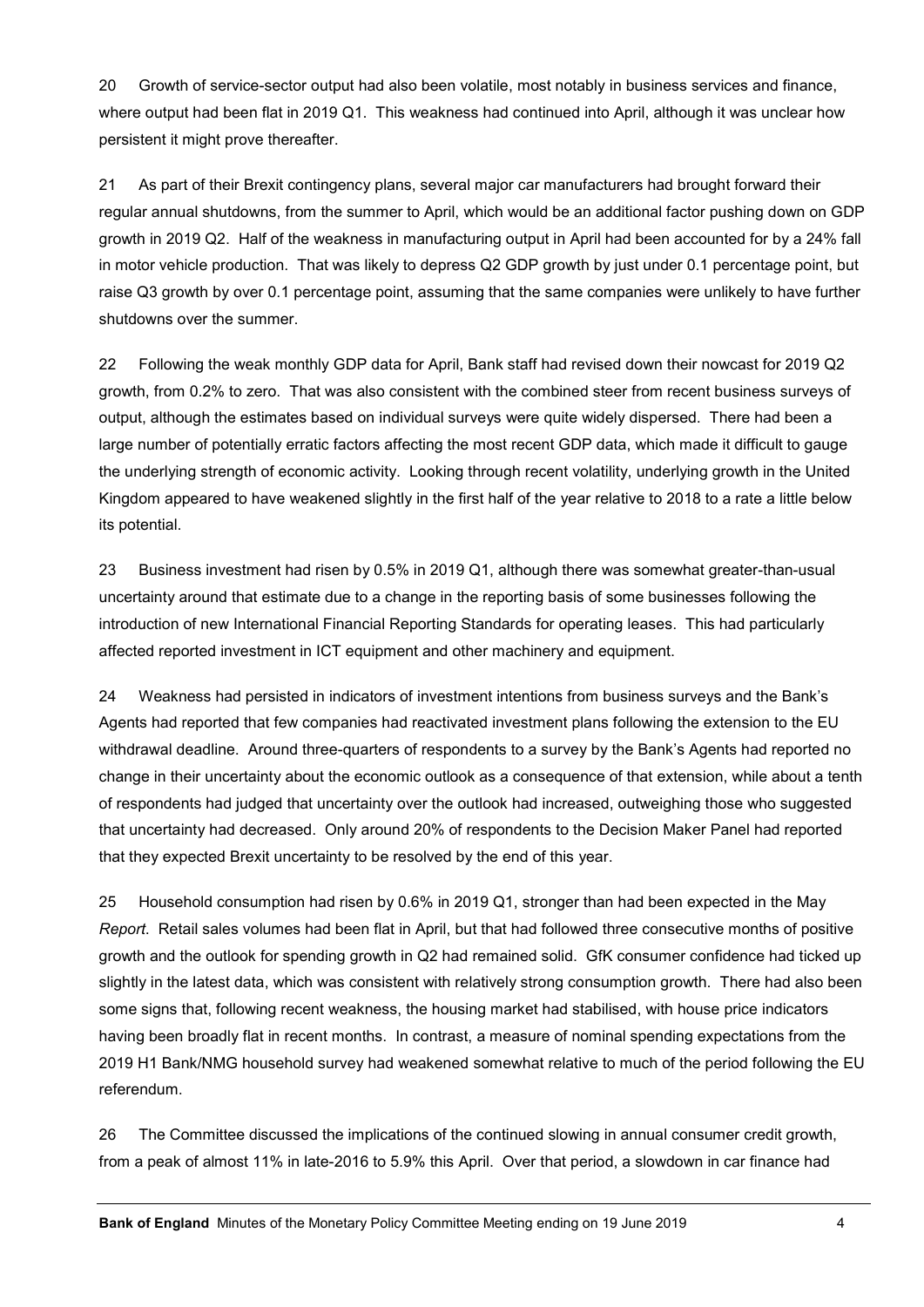20 Growth of service-sector output had also been volatile, most notably in business services and finance, where output had been flat in 2019 Q1. This weakness had continued into April, although it was unclear how persistent it might prove thereafter.

21 As part of their Brexit contingency plans, several major car manufacturers had brought forward their regular annual shutdowns, from the summer to April, which would be an additional factor pushing down on GDP growth in 2019 Q2. Half of the weakness in manufacturing output in April had been accounted for by a 24% fall in motor vehicle production. That was likely to depress Q2 GDP growth by just under 0.1 percentage point, but raise Q3 growth by over 0.1 percentage point, assuming that the same companies were unlikely to have further shutdowns over the summer.

22 Following the weak monthly GDP data for April, Bank staff had revised down their nowcast for 2019 Q2 growth, from 0.2% to zero. That was also consistent with the combined steer from recent business surveys of output, although the estimates based on individual surveys were quite widely dispersed. There had been a large number of potentially erratic factors affecting the most recent GDP data, which made it difficult to gauge the underlying strength of economic activity. Looking through recent volatility, underlying growth in the United Kingdom appeared to have weakened slightly in the first half of the year relative to 2018 to a rate a little below its potential.

23 Business investment had risen by 0.5% in 2019 Q1, although there was somewhat greater-than-usual uncertainty around that estimate due to a change in the reporting basis of some businesses following the introduction of new International Financial Reporting Standards for operating leases. This had particularly affected reported investment in ICT equipment and other machinery and equipment.

24 Weakness had persisted in indicators of investment intentions from business surveys and the Bank's Agents had reported that few companies had reactivated investment plans following the extension to the EU withdrawal deadline. Around three-quarters of respondents to a survey by the Bank's Agents had reported no change in their uncertainty about the economic outlook as a consequence of that extension, while about a tenth of respondents had judged that uncertainty over the outlook had increased, outweighing those who suggested that uncertainty had decreased. Only around 20% of respondents to the Decision Maker Panel had reported that they expected Brexit uncertainty to be resolved by the end of this year.

25 Household consumption had risen by 0.6% in 2019 Q1, stronger than had been expected in the May *Report*. Retail sales volumes had been flat in April, but that had followed three consecutive months of positive growth and the outlook for spending growth in Q2 had remained solid. GfK consumer confidence had ticked up slightly in the latest data, which was consistent with relatively strong consumption growth. There had also been some signs that, following recent weakness, the housing market had stabilised, with house price indicators having been broadly flat in recent months. In contrast, a measure of nominal spending expectations from the 2019 H1 Bank/NMG household survey had weakened somewhat relative to much of the period following the EU referendum.

26 The Committee discussed the implications of the continued slowing in annual consumer credit growth, from a peak of almost 11% in late-2016 to 5.9% this April. Over that period, a slowdown in car finance had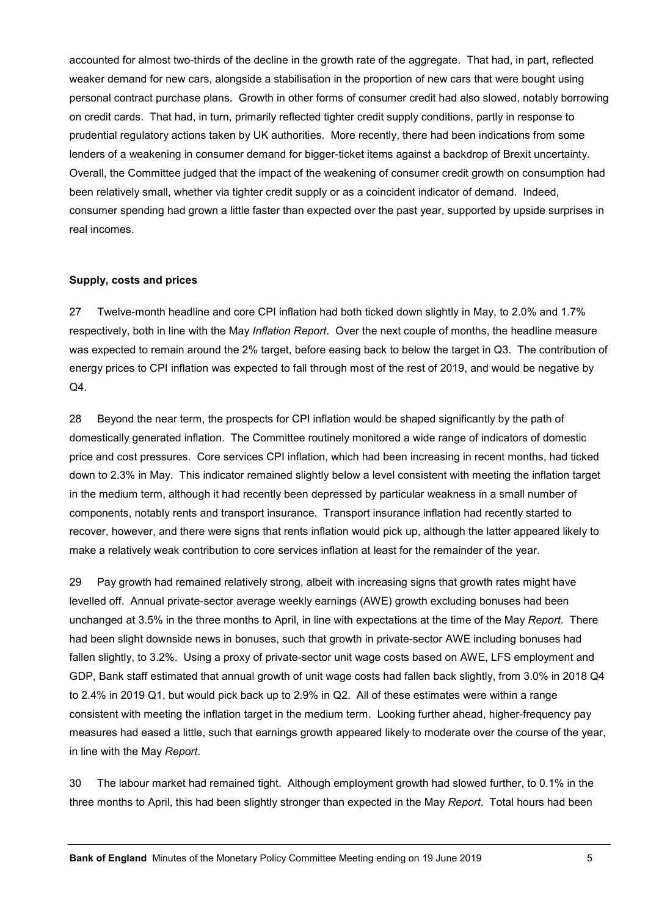accounted for almost two-thirds of the decline in the growth rate of the aggregate. That had, in part, reflected weaker demand for new cars, alongside a stabilisation in the proportion of new cars that were bought using personal contract purchase plans. Growth in other forms of consumer credit had also slowed, notably borrowing on credit cards. That had, in turn, primarily reflected tighter credit supply conditions, partly in response to prudential regulatory actions taken by UK authorities. More recently, there had been indications from some lenders of a weakening in consumer demand for bigger-ticket items against a backdrop of Brexit uncertainty. Overall, the Committee judged that the impact of the weakening of consumer credit growth on consumption had been relatively small, whether via tighter credit supply or as a coincident indicator of demand. Indeed, consumer spending had grown a little faster than expected over the past year, supported by upside surprises in real incomes.

**Supply, costs and prices**

27 Twelve-month headline and core CPI inflation had both ticked down slightly in May, to 2.0% and 1.7% respectively, both in line with the May *Inflation Report*. Over the next couple of months, the headline measure was expected to remain around the 2% target, before easing back to below the target in Q3. The contribution of energy prices to CPI inflation was expected to fall through most of the rest of 2019, and would be negative by Q4.

28 Beyond the near term, the prospects for CPI inflation would be shaped significantly by the path of domestically generated inflation. The Committee routinely monitored a wide range of indicators of domestic price and cost pressures. Core services CPI inflation, which had been increasing in recent months, had ticked down to 2.3% in May. This indicator remained slightly below a level consistent with meeting the inflation target in the medium term, although it had recently been depressed by particular weakness in a small number of components, notably rents and transport insurance. Transport insurance inflation had recently started to recover, however, and there were signs that rents inflation would pick up, although the latter appeared likely to make a relatively weak contribution to core services inflation at least for the remainder of the year.

29 Pay growth had remained relatively strong, albeit with increasing signs that growth rates might have levelled off. Annual private-sector average weekly earnings (AWE) growth excluding bonuses had been unchanged at 3.5% in the three months to April, in line with expectations at the time of the May *Report*. There had been slight downside news in bonuses, such that growth in private-sector AWE including bonuses had fallen slightly, to 3.2%. Using a proxy of private-sector unit wage costs based on AWE, LFS employment and GDP, Bank staff estimated that annual growth of unit wage costs had fallen back slightly, from 3.0% in 2018 Q4 to 2.4% in 2019 Q1, but would pick back up to 2.9% in Q2. All of these estimates were within a range consistent with meeting the inflation target in the medium term. Looking further ahead, higher-frequency pay measures had eased a little, such that earnings growth appeared likely to moderate over the course of the year, in line with the May *Report*.

30 The labour market had remained tight. Although employment growth had slowed further, to 0.1% in the three months to April, this had been slightly stronger than expected in the May *Report*. Total hours had been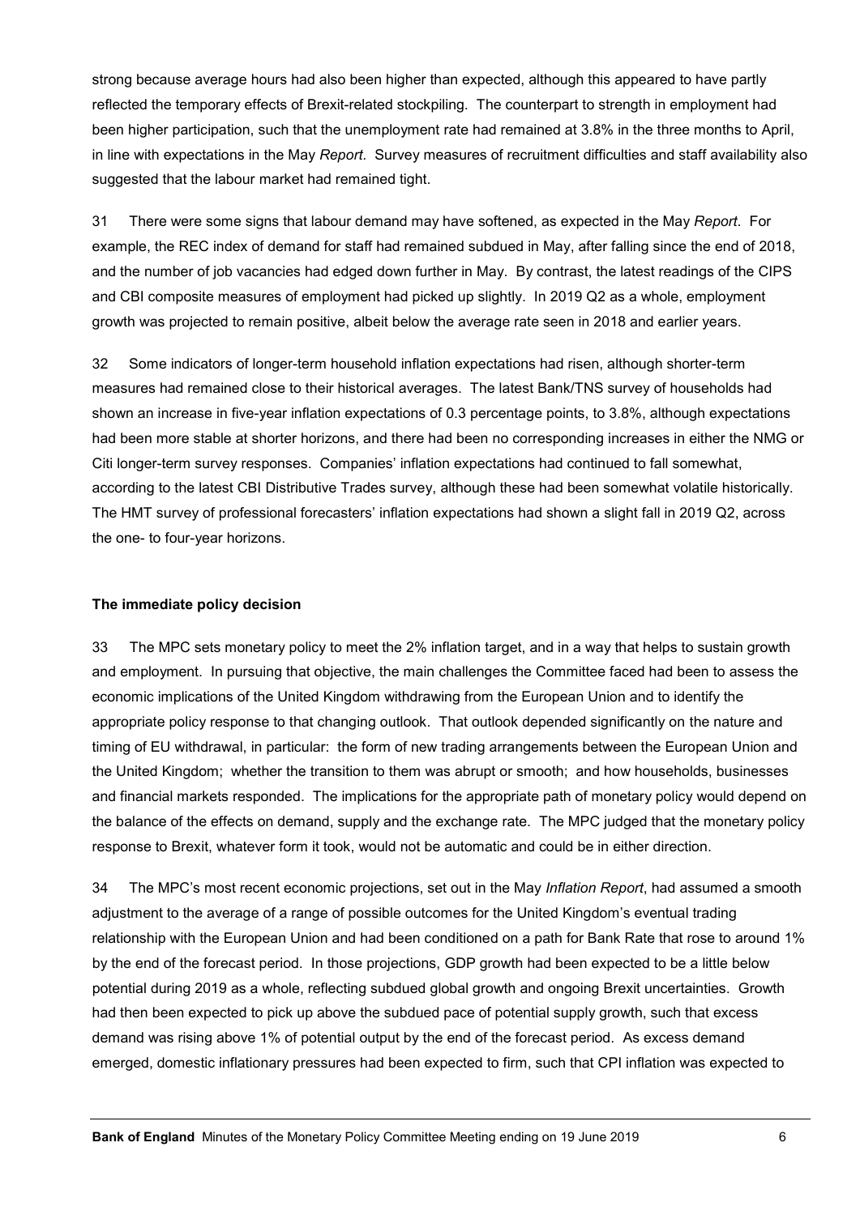strong because average hours had also been higher than expected, although this appeared to have partly reflected the temporary effects of Brexit-related stockpiling. The counterpart to strength in employment had been higher participation, such that the unemployment rate had remained at 3.8% in the three months to April, in line with expectations in the May *Report*. Survey measures of recruitment difficulties and staff availability also suggested that the labour market had remained tight.

31 There were some signs that labour demand may have softened, as expected in the May *Report*. For example, the REC index of demand for staff had remained subdued in May, after falling since the end of 2018, and the number of job vacancies had edged down further in May. By contrast, the latest readings of the CIPS and CBI composite measures of employment had picked up slightly. In 2019 Q2 as a whole, employment growth was projected to remain positive, albeit below the average rate seen in 2018 and earlier years.

32 Some indicators of longer-term household inflation expectations had risen, although shorter-term measures had remained close to their historical averages. The latest Bank/TNS survey of households had shown an increase in five-year inflation expectations of 0.3 percentage points, to 3.8%, although expectations had been more stable at shorter horizons, and there had been no corresponding increases in either the NMG or Citi longer-term survey responses. Companies' inflation expectations had continued to fall somewhat, according to the latest CBI Distributive Trades survey, although these had been somewhat volatile historically. The HMT survey of professional forecasters' inflation expectations had shown a slight fall in 2019 Q2, across the one- to four-year horizons.

**The immediate policy decision**

33 The MPC sets monetary policy to meet the 2% inflation target, and in a way that helps to sustain growth and employment. In pursuing that objective, the main challenges the Committee faced had been to assess the economic implications of the United Kingdom withdrawing from the European Union and to identify the appropriate policy response to that changing outlook. That outlook depended significantly on the nature and timing of EU withdrawal, in particular: the form of new trading arrangements between the European Union and the United Kingdom; whether the transition to them was abrupt or smooth; and how households, businesses and financial markets responded. The implications for the appropriate path of monetary policy would depend on the balance of the effects on demand, supply and the exchange rate. The MPC judged that the monetary policy response to Brexit, whatever form it took, would not be automatic and could be in either direction.

34 The MPC's most recent economic projections, set out in the May *Inflation Report*, had assumed a smooth adjustment to the average of a range of possible outcomes for the United Kingdom's eventual trading relationship with the European Union and had been conditioned on a path for Bank Rate that rose to around 1% by the end of the forecast period. In those projections, GDP growth had been expected to be a little below potential during 2019 as a whole, reflecting subdued global growth and ongoing Brexit uncertainties. Growth had then been expected to pick up above the subdued pace of potential supply growth, such that excess demand was rising above 1% of potential output by the end of the forecast period. As excess demand emerged, domestic inflationary pressures had been expected to firm, such that CPI inflation was expected to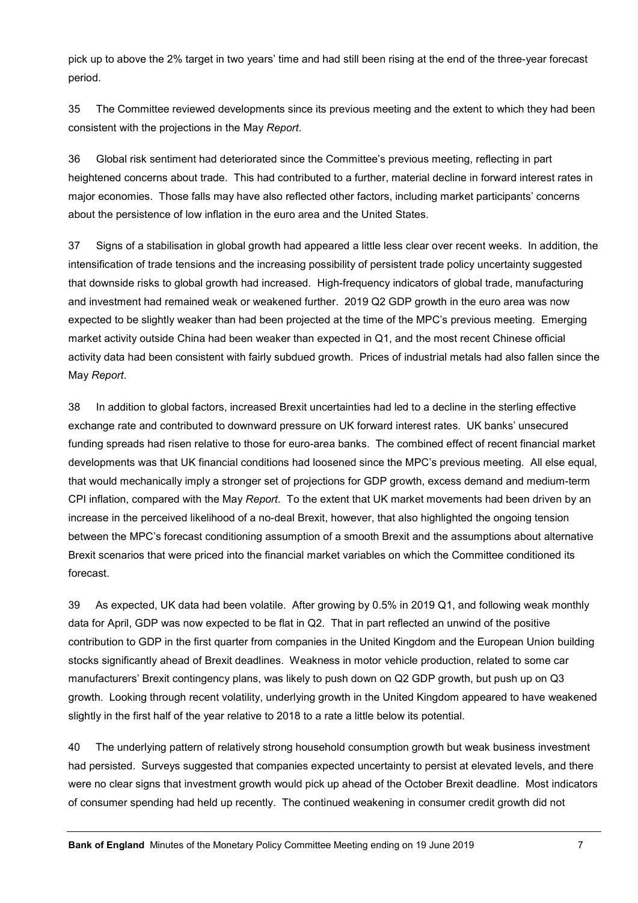pick up to above the 2% target in two years' time and had still been rising at the end of the three-year forecast period.

35 The Committee reviewed developments since its previous meeting and the extent to which they had been consistent with the projections in the May *Report*.

36 Global risk sentiment had deteriorated since the Committee's previous meeting, reflecting in part heightened concerns about trade. This had contributed to a further, material decline in forward interest rates in major economies. Those falls may have also reflected other factors, including market participants' concerns about the persistence of low inflation in the euro area and the United States.

37 Signs of a stabilisation in global growth had appeared a little less clear over recent weeks. In addition, the intensification of trade tensions and the increasing possibility of persistent trade policy uncertainty suggested that downside risks to global growth had increased. High-frequency indicators of global trade, manufacturing and investment had remained weak or weakened further. 2019 Q2 GDP growth in the euro area was now expected to be slightly weaker than had been projected at the time of the MPC's previous meeting. Emerging market activity outside China had been weaker than expected in Q1, and the most recent Chinese official activity data had been consistent with fairly subdued growth. Prices of industrial metals had also fallen since the May *Report*.

38 In addition to global factors, increased Brexit uncertainties had led to a decline in the sterling effective exchange rate and contributed to downward pressure on UK forward interest rates. UK banks' unsecured funding spreads had risen relative to those for euro-area banks. The combined effect of recent financial market developments was that UK financial conditions had loosened since the MPC's previous meeting. All else equal, that would mechanically imply a stronger set of projections for GDP growth, excess demand and medium-term CPI inflation, compared with the May *Report*. To the extent that UK market movements had been driven by an increase in the perceived likelihood of a no-deal Brexit, however, that also highlighted the ongoing tension between the MPC's forecast conditioning assumption of a smooth Brexit and the assumptions about alternative Brexit scenarios that were priced into the financial market variables on which the Committee conditioned its forecast.

39 As expected, UK data had been volatile. After growing by 0.5% in 2019 Q1, and following weak monthly data for April, GDP was now expected to be flat in Q2. That in part reflected an unwind of the positive contribution to GDP in the first quarter from companies in the United Kingdom and the European Union building stocks significantly ahead of Brexit deadlines. Weakness in motor vehicle production, related to some car manufacturers' Brexit contingency plans, was likely to push down on Q2 GDP growth, but push up on Q3 growth. Looking through recent volatility, underlying growth in the United Kingdom appeared to have weakened slightly in the first half of the year relative to 2018 to a rate a little below its potential.

40 The underlying pattern of relatively strong household consumption growth but weak business investment had persisted. Surveys suggested that companies expected uncertainty to persist at elevated levels, and there were no clear signs that investment growth would pick up ahead of the October Brexit deadline. Most indicators of consumer spending had held up recently. The continued weakening in consumer credit growth did not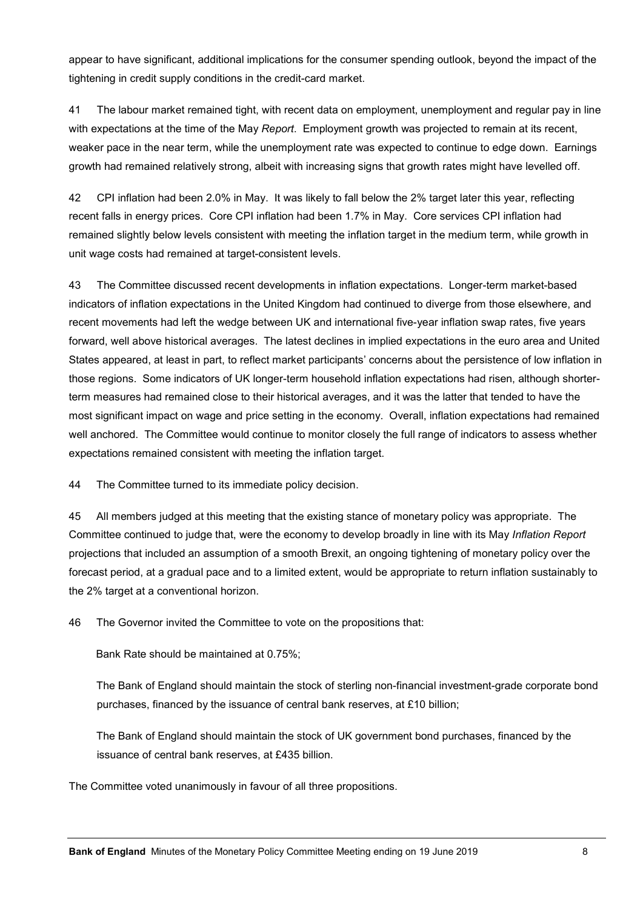appear to have significant, additional implications for the consumer spending outlook, beyond the impact of the tightening in credit supply conditions in the credit-card market.

41 The labour market remained tight, with recent data on employment, unemployment and regular pay in line with expectations at the time of the May *Report*. Employment growth was projected to remain at its recent, weaker pace in the near term, while the unemployment rate was expected to continue to edge down. Earnings growth had remained relatively strong, albeit with increasing signs that growth rates might have levelled off.

42 CPI inflation had been 2.0% in May. It was likely to fall below the 2% target later this year, reflecting recent falls in energy prices. Core CPI inflation had been 1.7% in May. Core services CPI inflation had remained slightly below levels consistent with meeting the inflation target in the medium term, while growth in unit wage costs had remained at target-consistent levels.

43 The Committee discussed recent developments in inflation expectations. Longer-term market-based indicators of inflation expectations in the United Kingdom had continued to diverge from those elsewhere, and recent movements had left the wedge between UK and international five-year inflation swap rates, five years forward, well above historical averages. The latest declines in implied expectations in the euro area and United States appeared, at least in part, to reflect market participants' concerns about the persistence of low inflation in those regions. Some indicators of UK longer-term household inflation expectations had risen, although shorter-term measures had remained close to their historical averages, and it was the latter that tended to have the most significant impact on wage and price setting in the economy. Overall, inflation expectations had remained well anchored. The Committee would continue to monitor closely the full range of indicators to assess whether expectations remained consistent with meeting the inflation target.

44 The Committee turned to its immediate policy decision.

45 All members judged at this meeting that the existing stance of monetary policy was appropriate. The Committee continued to judge that, were the economy to develop broadly in line with its May *Inflation Report* projections that included an assumption of a smooth Brexit, an ongoing tightening of monetary policy over the forecast period, at a gradual pace and to a limited extent, would be appropriate to return inflation sustainably to the 2% target at a conventional horizon.

46 The Governor invited the Committee to vote on the propositions that:

Bank Rate should be maintained at 0.75%;

The Bank of England should maintain the stock of sterling non-financial investment-grade corporate bond purchases, financed by the issuance of central bank reserves, at £10 billion;

The Bank of England should maintain the stock of UK government bond purchases, financed by the issuance of central bank reserves, at £435 billion.

The Committee voted unanimously in favour of all three propositions.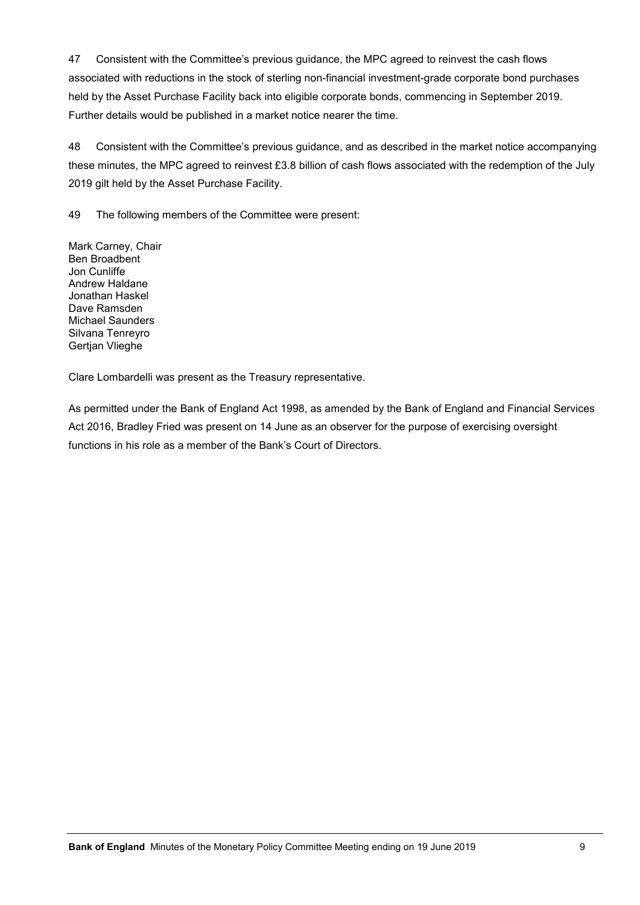47 Consistent with the Committee's previous guidance, the MPC agreed to reinvest the cash flows associated with reductions in the stock of sterling non-financial investment-grade corporate bond purchases held by the Asset Purchase Facility back into eligible corporate bonds, commencing in September 2019. Further details would be published in a market notice nearer the time.

48 Consistent with the Committee's previous guidance, and as described in the market notice accompanying these minutes, the MPC agreed to reinvest £3.8 billion of cash flows associated with the redemption of the July 2019 gilt held by the Asset Purchase Facility.

49 The following members of the Committee were present:

Mark Carney, Chair  
Ben Broadbent  
Jon Cunliffe  
Andrew Haldane  
Jonathan Haskel  
Dave Ramsden  
Michael Saunders  
Silvana Tenreyro  
Gertjan Vlieghe

Clare Lombardelli was present as the Treasury representative.

As permitted under the Bank of England Act 1998, as amended by the Bank of England and Financial Services Act 2016, Bradley Fried was present on 14 June as an observer for the purpose of exercising oversight functions in his role as a member of the Bank's Court of Directors.